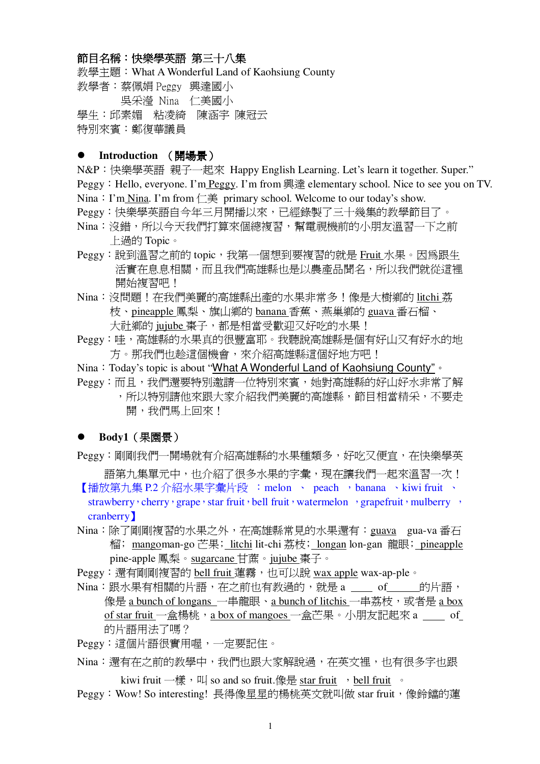**節目名稱：快樂學英語 第三十八集**
教學主題：What A Wonderful Land of Kaohsiung County
教學者：蔡佩娟 Peggy 興達國小
　　　　吳采瀅 Nina 仁美國小
學生：邱素媚 粘凌綺 陳涵宇 陳冠云
特別來賓：鄭復華議員

- **Introduction （開場景）**

N&P：快樂學英語 親子一起來 Happy English Learning. Let's learn it together. Super."
Peggy：Hello, everyone. I'm Peggy. I'm from 興達 elementary school. Nice to see you on TV.
Nina：I'm Nina. I'm from 仁美 primary school. Welcome to our today's show.
Peggy：快樂學英語自今年三月開播以來，已經錄製了三十幾集的教學節目了。
Nina：沒錯，所以今天我們打算來個總複習，幫電視機前的小朋友溫習一下之前上過的 Topic。
Peggy：說到溫習之前的 topic，我第一個想到要複習的就是 Fruit 水果。因為跟生活實在息息相關，而且我們高雄縣也是以農產品聞名，所以我們就從這裡開始複習吧！
Nina：沒問題！在我們美麗的高雄縣出產的水果非常多！像是大樹鄉的 litchi 荔枝、pineapple 鳳梨、旗山鄉的 banana 香蕉、燕巢鄉的 guava 番石榴、大社鄉的 jujube 棗子，都是相當受歡迎又好吃的水果！
Peggy：哇，高雄縣的水果真的很豐富耶。我聽說高雄縣是個有好山又有好水的地方。那我們也趁這個機會，來介紹高雄縣這個好地方吧！
Nina：Today's topic is about "What A Wonderful Land of Kaohsiung County"。
Peggy：而且，我們還要特別邀請一位特別來賓，她對高雄縣的好山好水非常了解，所以特別請他來跟大家介紹我們美麗的高雄縣，節目相當精采，不要走開，我們馬上回來！

- **Body1（果園景）**

Peggy：剛剛我們一開場就有介紹高雄縣的水果種類多，好吃又便宜，在快樂學英語第九集單元中，也介紹了很多水果的字彙，現在讓我們一起來溫習一次！
【播放第九集 P.2 介紹水果字彙片段 ：melon 、 peach ，banana 、kiwi fruit 、strawberry，cherry，grape，star fruit，bell fruit，watermelon ，grapefruit，mulberry ，cranberry】
Nina：除了剛剛複習的水果之外，在高雄縣常見的水果還有：guava gua-va 番石榴；mangoman-go 芒果；litchi lit-chi 荔枝；longan lon-gan 龍眼；pineapple pine-apple 鳳梨。sugarcane 甘蔗。jujube 棗子。
Peggy：還有剛剛複習的 bell fruit 蓮霧，也可以說 wax apple wax-ap-ple。
Nina：跟水果有相關的片語，在之前也有教過的，就是 a \_\_\_\_ of\_\_\_\_\_\_的片語，像是 a bunch of longans 一串龍眼、a bunch of litchis 一串荔枝，或者是 a box of star fruit 一盒楊桃，a box of mangoes 一盒芒果。小朋友記起來 a \_\_\_\_ of 的片語用法了嗎？
Peggy：這個片語很實用喔，一定要記住。
Nina：還有在之前的教學中，我們也跟大家解說過，在英文裡，也有很多字也跟 kiwi fruit 一樣，叫 so and so fruit.像是 star fruit ，bell fruit 。
Peggy：Wow! So interesting! 長得像星星的楊桃英文就叫做 star fruit，像鈴鐺的蓮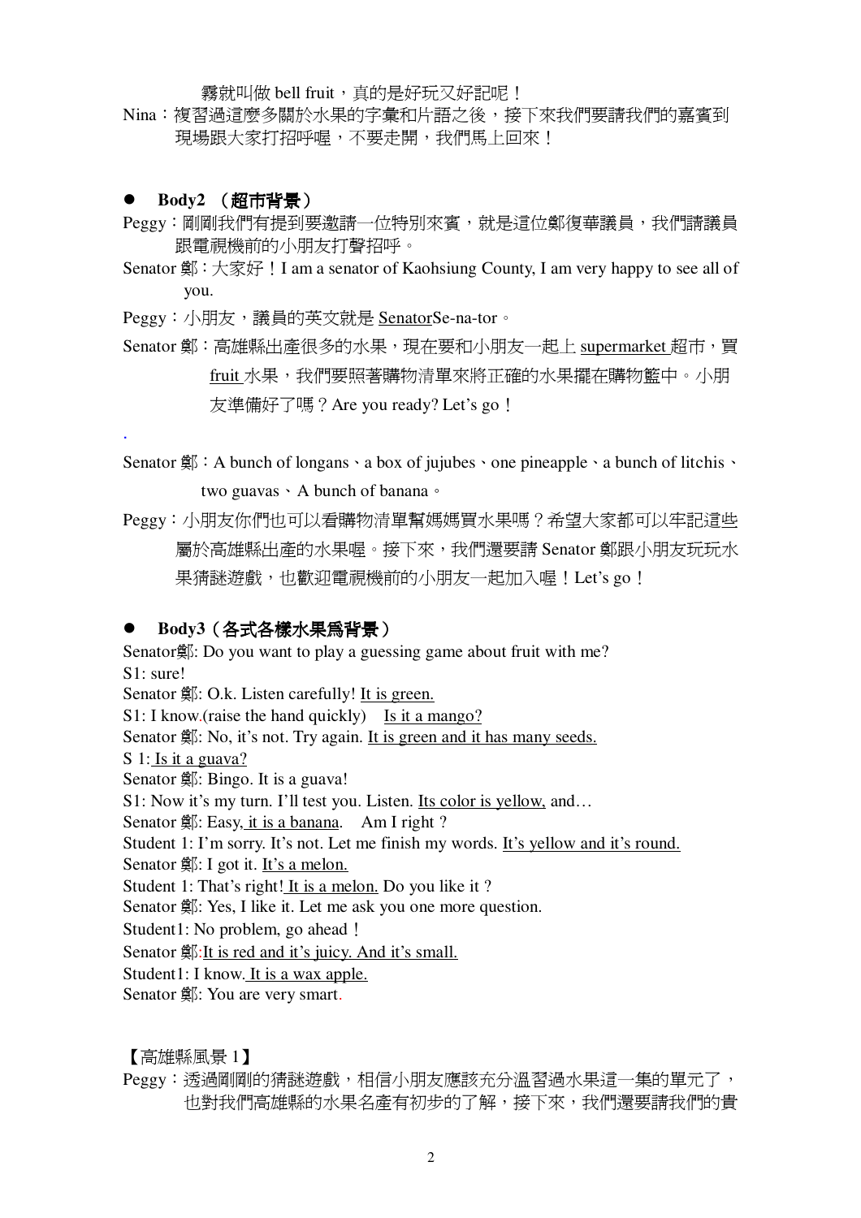霧就叫做 bell fruit，真的是好玩又好記呢！

Nina：複習過這麼多關於水果的字彙和片語之後，接下來我們要請我們的嘉賓到現場跟大家打招呼喔，不要走開，我們馬上回來！

- **Body2 （超市背景）**

Peggy：剛剛我們有提到要邀請一位特別來賓，就是這位鄭復華議員，我們請議員跟電視機前的小朋友打聲招呼。

Senator 鄭：大家好！I am a senator of Kaohsiung County, I am very happy to see all of you.

Peggy：小朋友，議員的英文就是 <u>Senator</u>Se-na-tor。

Senator 鄭：高雄縣出產很多的水果，現在要和小朋友一起上 <u>supermarket </u>超市，買 <u>fruit </u>水果，我們要照著購物清單來將正確的水果擺在購物籃中。小朋友準備好了嗎？Are you ready? Let's go！

.

Senator 鄭：A bunch of longans、a box of jujubes、one pineapple、a bunch of litchis、two guavas、A bunch of banana。

Peggy：小朋友你們也可以看購物清單幫媽媽買水果嗎？希望大家都可以牢記這些屬於高雄縣出產的水果喔。接下來，我們還要請 Senator 鄭跟小朋友玩玩水果猜謎遊戲，也歡迎電視機前的小朋友一起加入喔！Let's go！

- **Body3（各式各樣水果為背景）**

Senator鄭: Do you want to play a guessing game about fruit with me?
S1: sure!
Senator 鄭: O.k. Listen carefully! <u>It is green.</u>
S1: I know.(raise the hand quickly)  <u>Is it a mango?</u>
Senator 鄭: No, it's not. Try again. <u>It is green and it has many seeds.</u>
S 1:<u> Is it a guava?</u>
Senator 鄭: Bingo. It is a guava!
S1: Now it's my turn. I'll test you. Listen. <u>Its color is yellow,</u> and…
Senator 鄭: Easy,<u> it is a banana</u>.  Am I right ?
Student 1: I'm sorry. It's not. Let me finish my words. <u>It's yellow and it's round.</u>
Senator 鄭: I got it. <u>It's a melon.</u>
Student 1: That's right!<u> It is a melon.</u> Do you like it ?
Senator 鄭: Yes, I like it. Let me ask you one more question.
Student1: No problem, go ahead！
Senator 鄭:<u>It is red and it's juicy. And it's small.</u>
Student1: I know.<u> It is a wax apple.</u>
Senator 鄭: You are very smart.

【高雄縣風景 1】

Peggy：透過剛剛的猜謎遊戲，相信小朋友應該充分溫習過水果這一集的單元了，也對我們高雄縣的水果名產有初步的了解，接下來，我們還要請我們的貴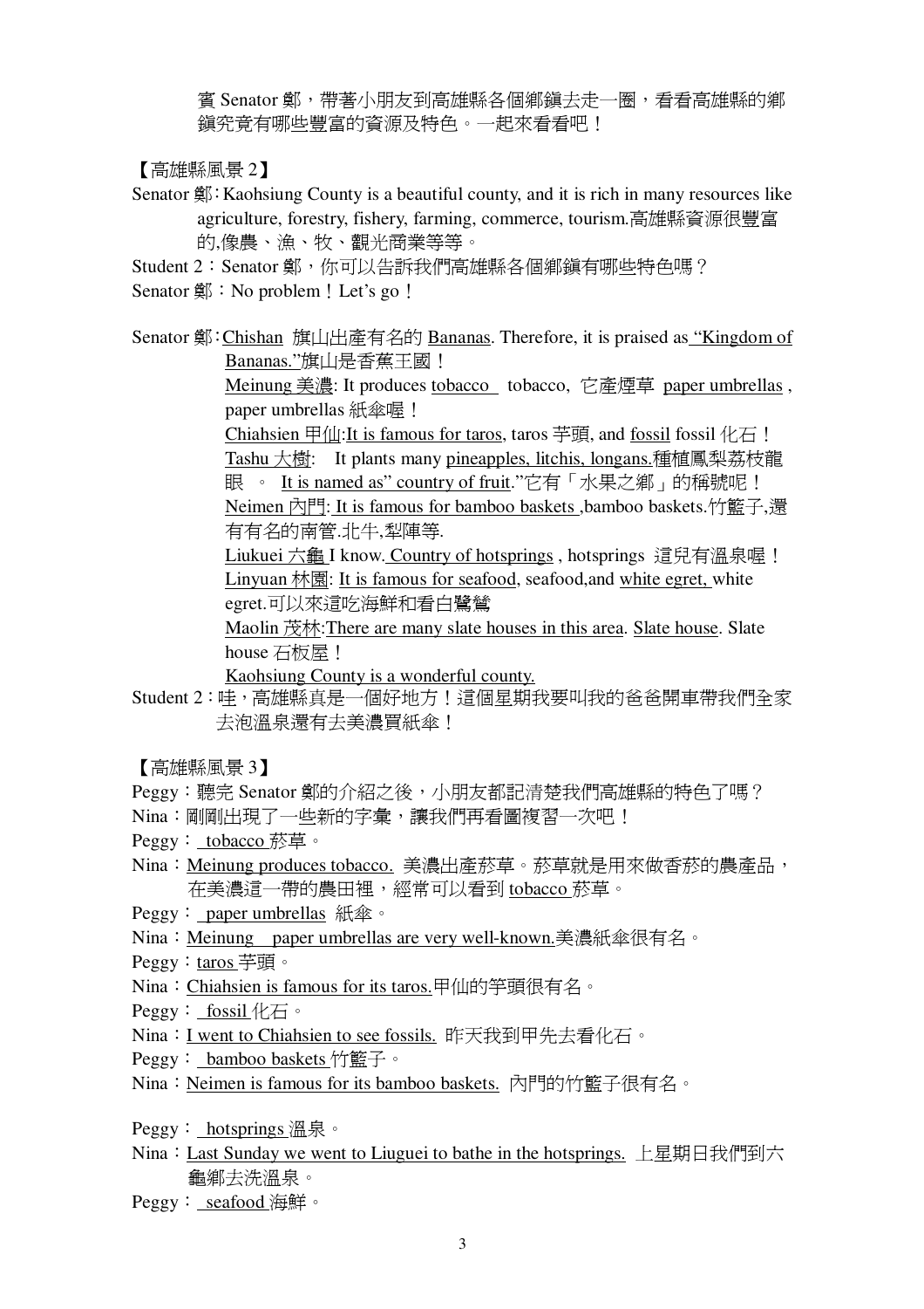賓 Senator 鄭，帶著小朋友到高雄縣各個鄉鎮去走一圈，看看高雄縣的鄉鎮究竟有哪些豐富的資源及特色。一起來看看吧！

【高雄縣風景 2】

Senator 鄭：Kaohsiung County is a beautiful county, and it is rich in many resources like agriculture, forestry, fishery, farming, commerce, tourism.高雄縣資源很豐富的,像農、漁、牧、觀光商業等等。

Student 2：Senator 鄭，你可以告訴我們高雄縣各個鄉鎮有哪些特色嗎？

Senator 鄭：No problem！Let's go！

Senator 鄭：Chishan 旗山出產有名的 Bananas. Therefore, it is praised as "Kingdom of Bananas."旗山是香蕉王國！

Meinung 美濃: It produces tobacco tobacco, 它產煙草 paper umbrellas , paper umbrellas 紙傘喔！

Chiahsien 甲仙:It is famous for taros, taros 芋頭, and fossil fossil 化石！

Tashu 大樹: It plants many pineapples, litchis, longans.種植鳳梨荔枝龍眼 。 It is named as" country of fruit."它有「水果之鄉」的稱號呢！

Neimen 內門: It is famous for bamboo baskets ,bamboo baskets.竹籃子,還有有名的南管.北牛,犁陣等.

Liukuei 六龜 I know. Country of hotsprings , hotsprings 這兒有溫泉喔！

Linyuan 林園: It is famous for seafood, seafood,and white egret, white egret.可以來這吃海鮮和看白鷺鷥

Maolin 茂林:There are many slate houses in this area. Slate house. Slate house 石板屋！

Kaohsiung County is a wonderful county.

Student 2：哇，高雄縣真是一個好地方！這個星期我要叫我的爸爸開車帶我們全家去泡溫泉還有去美濃買紙傘！

【高雄縣風景 3】

Peggy：聽完 Senator 鄭的介紹之後，小朋友都記清楚我們高雄縣的特色了嗎？

Nina：剛剛出現了一些新的字彙，讓我們再看圖複習一次吧！

Peggy： tobacco 菸草。

Nina：Meinung produces tobacco. 美濃出產菸草。菸草就是用來做香菸的農產品，在美濃這一帶的農田裡，經常可以看到 tobacco 菸草。

Peggy： paper umbrellas 紙傘。

Nina：Meinung paper umbrellas are very well-known.美濃紙傘很有名。

Peggy：taros 芋頭。

Nina：Chiahsien is famous for its taros.甲仙的竽頭很有名。

Peggy： fossil 化石。

Nina：I went to Chiahsien to see fossils. 昨天我到甲先去看化石。

Peggy： bamboo baskets 竹籃子。

Nina：Neimen is famous for its bamboo baskets. 內門的竹籃子很有名。

Peggy： hotsprings 溫泉。

Nina：Last Sunday we went to Liuguei to bathe in the hotsprings. 上星期日我們到六龜鄉去洗溫泉。

Peggy： seafood 海鮮。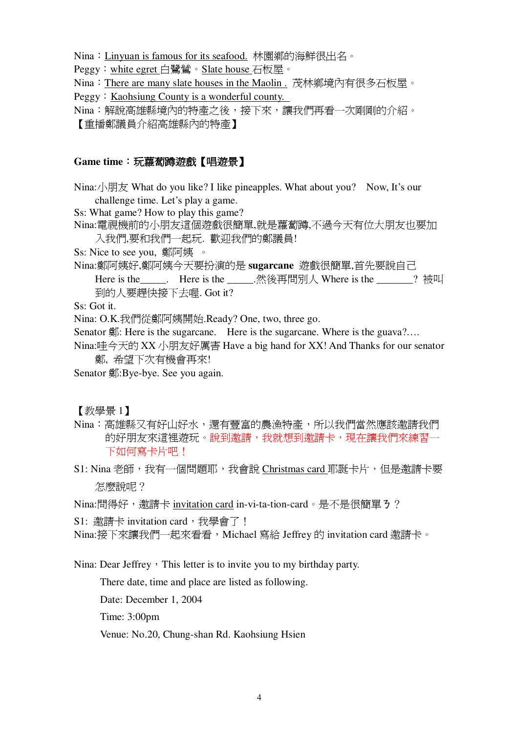Nina：Linyuan is famous for its seafood. 林園鄉的海鮮很出名。

Peggy：white egret 白鷺鷥。Slate house 石板屋。

Nina：There are many slate houses in the Maolin . 茂林鄉境內有很多石板屋。

Peggy：Kaohsiung County is a wonderful county.

Nina：解說高雄縣境內的特產之後，接下來，讓我們再看一次剛剛的介紹。

【重播鄭議員介紹高雄縣內的特產】

**Game time：玩蘿蔔蹲遊戲【唱遊景】**

Nina:小朋友 What do you like? I like pineapples. What about you? Now, It's our challenge time. Let's play a game.

Ss: What game? How to play this game?

Nina:電視機前的小朋友這個遊戲很簡單,就是蘿蔔蹲,不過今天有位大朋友也要加入我們,要和我們一起玩. 歡迎我們的鄭議員!

Ss: Nice to see you, 鄭阿姨 。

Nina:鄭阿姨好,鄭阿姨今天要扮演的是 **sugarcane** 遊戲很簡單,首先要說自己 Here is the\_\_\_\_\_. Here is the \_\_\_\_\_.然後再問別人 Where is the \_\_\_\_\_\_\_? 被叫到的人要趕快接下去喔. Got it?

Ss: Got it.

Nina: O.K.我們從鄭阿姨開始.Ready? One, two, three go.

Senator 鄭: Here is the sugarcane. Here is the sugarcane. Where is the guava?….

Nina:哇今天的 XX 小朋友好厲害 Have a big hand for XX! And Thanks for our senator 鄭, 希望下次有機會再來!

Senator 鄭:Bye-bye. See you again.

【教學景 1】

Nina：高雄縣又有好山好水，還有豐富的農漁特產，所以我們當然應該邀請我們的好朋友來這裡遊玩。說到邀請，我就想到邀請卡，現在讓我們來練習一下如何寫卡片吧！

S1: Nina 老師，我有一個問題耶，我會說 Christmas card 耶誕卡片，但是邀請卡要怎麼說呢？

Nina:問得好，邀請卡 invitation card in-vi-ta-tion-card。是不是很簡單ㄋ？

S1: 邀請卡 invitation card，我學會了！

Nina:接下來讓我們一起來看看，Michael 寫給 Jeffrey 的 invitation card 邀請卡。

Nina: Dear Jeffrey，This letter is to invite you to my birthday party.

There date, time and place are listed as following.

Date: December 1, 2004

Time: 3:00pm

Venue: No.20, Chung-shan Rd. Kaohsiung Hsien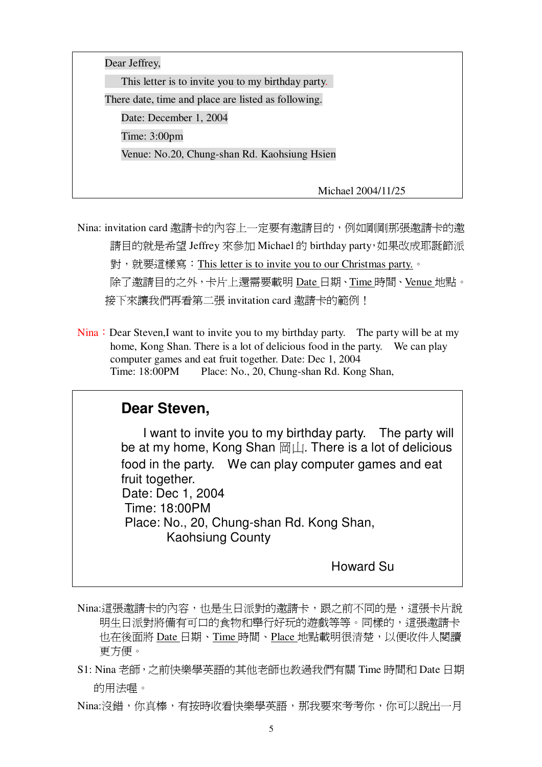> Dear Jeffrey,
>
> This letter is to invite you to my birthday party.
>
> There date, time and place are listed as following.
>
> Date: December 1, 2004
>
> Time: 3:00pm
>
> Venue: No.20, Chung-shan Rd. Kaohsiung Hsien
>
> Michael 2004/11/25

Nina: invitation card 邀請卡的內容上一定要有邀請目的，例如剛剛那張邀請卡的邀請目的就是希望 Jeffrey 來參加 Michael 的 birthday party，如果改成耶誕節派對，就要這樣寫：This letter is to invite you to our Christmas party.。除了邀請目的之外，卡片上還需要載明 Date 日期、Time 時間、Venue 地點。接下來讓我們再看第二張 invitation card 邀請卡的範例！

Nina：Dear Steven,I want to invite you to my birthday party. The party will be at my home, Kong Shan. There is a lot of delicious food in the party. We can play computer games and eat fruit together. Date: Dec 1, 2004
Time: 18:00PM Place: No., 20, Chung-shan Rd. Kong Shan,

> **Dear Steven,**
>
> I want to invite you to my birthday party. The party will be at my home, Kong Shan 岡山. There is a lot of delicious food in the party. We can play computer games and eat fruit together.
> Date: Dec 1, 2004
> Time: 18:00PM
> Place: No., 20, Chung-shan Rd. Kong Shan,
> Kaohsiung County
>
> Howard Su

Nina:這張邀請卡的內容，也是生日派對的邀請卡，跟之前不同的是，這張卡片說明生日派對將備有可口的食物和舉行好玩的遊戲等等。同樣的，這張邀請卡也在後面將 Date 日期、Time 時間、Place 地點載明很清楚，以便收件人閱讀更方便。

S1: Nina 老師，之前快樂學英語的其他老師也教過我們有關 Time 時間和 Date 日期的用法喔。

Nina:沒錯，你真棒，有按時收看快樂學英語，那我要來考考你，你可以說出一月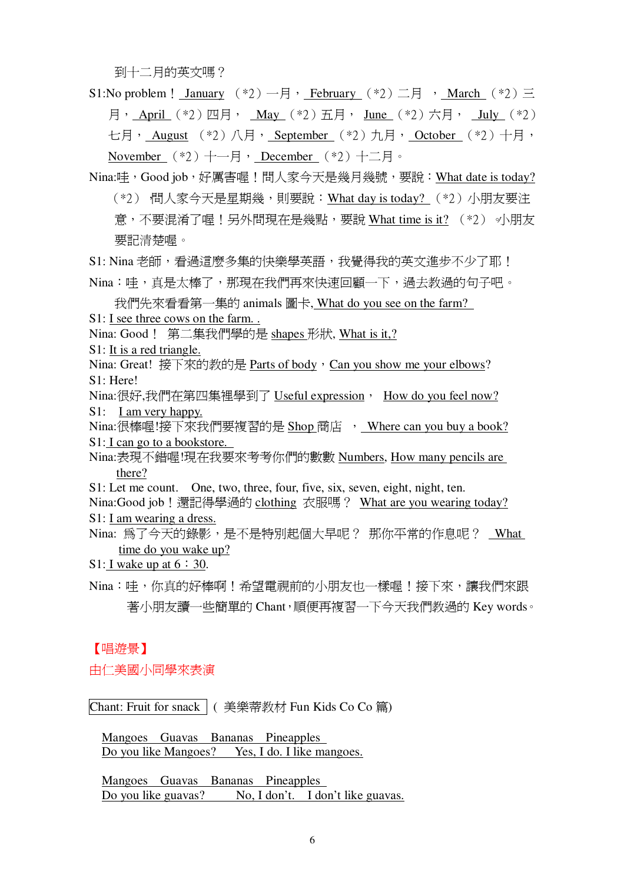到十二月的英文嗎？

S1:No problem！ January （*2）一月， February （*2）二月 ， March （*2）三月， April （*2）四月， May （*2）五月， June （*2）六月， July （*2）七月， August （*2）八月， September （*2）九月， October （*2）十月， November （*2）十一月， December （*2）十二月。

Nina:哇，Good job，好厲害喔！問人家今天是幾月幾號，要說：What date is today?（*2） 問人家今天是星期幾，則要說：What day is today? （*2）小朋友要注意，不要混淆了喔！另外問現在是幾點，要說 What time is it? （*2） 小朋友要記清楚喔。

S1: Nina 老師，看過這麼多集的快樂學英語，我覺得我的英文進步不少了耶！

Nina：哇，真是太棒了，那現在我們再來快速回顧一下，過去教過的句子吧。我們先來看看第一集的 animals 圖卡, What do you see on the farm?

S1: I see three cows on the farm. .

Nina: Good！ 第二集我們學的是 shapes 形狀, What is it,?

S1: It is a red triangle.

Nina: Great! 接下來的教的是 Parts of body，Can you show me your elbows?

S1: Here!

Nina:很好,我們在第四集裡學到了 Useful expression， How do you feel now?

S1: I am very happy.

Nina:很棒喔!接下來我們要複習的是 Shop 商店 ， Where can you buy a book?

S1: I can go to a bookstore.

Nina:表現不錯喔!現在我要來考考你們的數數 Numbers, How many pencils are there?

S1: Let me count. One, two, three, four, five, six, seven, eight, night, ten.

Nina:Good job！還記得學過的 clothing 衣服嗎？ What are you wearing today?

S1: I am wearing a dress.

Nina: 為了今天的錄影，是不是特別起個大早呢？ 那你平常的作息呢？ What time do you wake up?

S1: I wake up at 6：30.

Nina：哇，你真的好棒啊！希望電視前的小朋友也一樣喔！接下來，讓我們來跟著小朋友讀一些簡單的 Chant，順便再複習一下今天我們教過的 Key words。

【唱遊景】

由仁美國小同學來表演

Chant: Fruit for snack （美樂蒂教材 Fun Kids Co Co 篇)

Mangoes Guavas Bananas Pineapples
Do you like Mangoes? Yes, I do. I like mangoes.

Mangoes Guavas Bananas Pineapples
Do you like guavas? No, I don't. I don't like guavas.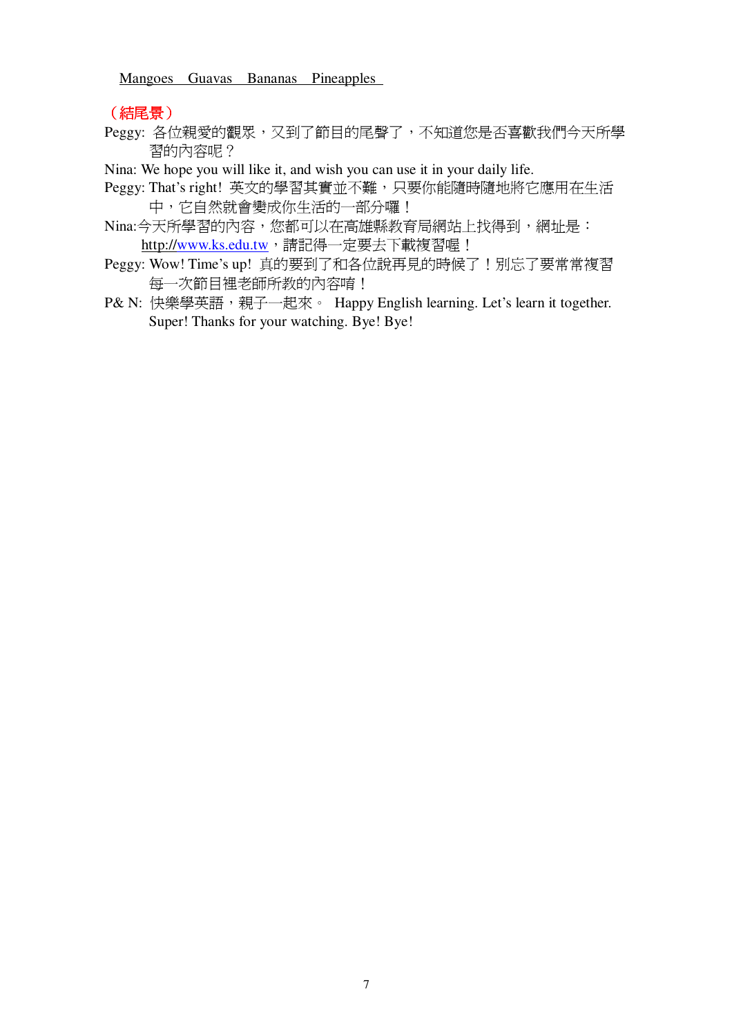Mangoes  Guavas  Bananas  Pineapples

**（結尾景）**

Peggy: 各位親愛的觀眾，又到了節目的尾聲了，不知道您是否喜歡我們今天所學習的內容呢？

Nina: We hope you will like it, and wish you can use it in your daily life.

Peggy: That's right! 英文的學習其實並不難，只要你能隨時隨地將它應用在生活中，它自然就會變成你生活的一部分囉！

Nina:今天所學習的內容，您都可以在高雄縣教育局網站上找得到，網址是：http://www.ks.edu.tw，請記得一定要去下載複習喔！

Peggy: Wow! Time's up! 真的要到了和各位說再見的時候了！別忘了要常常複習每一次節目裡老師所教的內容唷！

P& N: 快樂學英語，親子一起來。 Happy English learning. Let's learn it together. Super! Thanks for your watching. Bye! Bye!